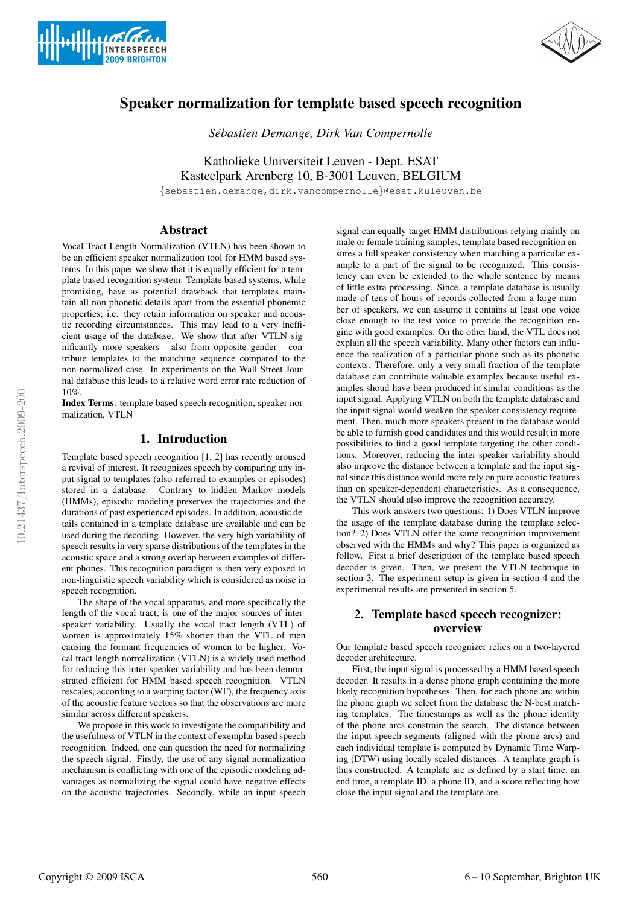# Speaker normalization for template based speech recognition

*Sébastien Demange, Dirk Van Compernolle*

Katholieke Universiteit Leuven - Dept. ESAT
Kasteelpark Arenberg 10, B-3001 Leuven, BELGIUM

{sebastien.demange,dirk.vancompernolle}@esat.kuleuven.be

## Abstract

Vocal Tract Length Normalization (VTLN) has been shown to be an efficient speaker normalization tool for HMM based systems. In this paper we show that it is equally efficient for a template based recognition system. Template based systems, while promising, have as potential drawback that templates maintain all non phonetic details apart from the essential phonemic properties; i.e. they retain information on speaker and acoustic recording circumstances. This may lead to a very inefficient usage of the database. We show that after VTLN significantly more speakers - also from opposite gender - contribute templates to the matching sequence compared to the non-normalized case. In experiments on the Wall Street Journal database this leads to a relative word error rate reduction of 10%.

**Index Terms**: template based speech recognition, speaker normalization, VTLN

## 1. Introduction

Template based speech recognition [1, 2] has recently aroused a revival of interest. It recognizes speech by comparing any input signal to templates (also referred to examples or episodes) stored in a database. Contrary to hidden Markov models (HMMs), episodic modeling preserves the trajectories and the durations of past experienced episodes. In addition, acoustic details contained in a template database are available and can be used during the decoding. However, the very high variability of speech results in very sparse distributions of the templates in the acoustic space and a strong overlap between examples of different phones. This recognition paradigm is then very exposed to non-linguistic speech variability which is considered as noise in speech recognition.

The shape of the vocal apparatus, and more specifically the length of the vocal tract, is one of the major sources of inter-speaker variability. Usually the vocal tract length (VTL) of women is approximately 15% shorter than the VTL of men causing the formant frequencies of women to be higher. Vocal tract length normalization (VTLN) is a widely used method for reducing this inter-speaker variability and has been demonstrated efficient for HMM based speech recognition. VTLN rescales, according to a warping factor (WF), the frequency axis of the acoustic feature vectors so that the observations are more similar across different speakers.

We propose in this work to investigate the compatibility and the usefulness of VTLN in the context of exemplar based speech recognition. Indeed, one can question the need for normalizing the speech signal. Firstly, the use of any signal normalization mechanism is conflicting with one of the episodic modeling advantages as normalizing the signal could have negative effects on the acoustic trajectories. Secondly, while an input speech signal can equally target HMM distributions relying mainly on male or female training samples, template based recognition ensures a full speaker consistency when matching a particular example to a part of the signal to be recognized. This consistency can even be extended to the whole sentence by means of little extra processing. Since, a template database is usually made of tens of hours of records collected from a large number of speakers, we can assume it contains at least one voice close enough to the test voice to provide the recognition engine with good examples. On the other hand, the VTL does not explain all the speech variability. Many other factors can influence the realization of a particular phone such as its phonetic contexts. Therefore, only a very small fraction of the template database can contribute valuable examples because useful examples shoud have been produced in similar conditions as the input signal. Applying VTLN on both the template database and the input signal would weaken the speaker consistency requirement. Then, much more speakers present in the database would be able to furnish good candidates and this would result in more possibilities to find a good template targeting the other conditions. Moreover, reducing the inter-speaker variability should also improve the distance between a template and the input signal since this distance would more rely on pure acoustic features than on speaker-dependent characteristics. As a consequence, the VTLN should also improve the recognition accuracy.

This work answers two questions: 1) Does VTLN improve the usage of the template database during the template selection? 2) Does VTLN offer the same recognition improvement observed with the HMMs and why? This paper is organized as follow. First a brief description of the template based speech decoder is given. Then, we present the VTLN technique in section 3. The experiment setup is given in section 4 and the experimental results are presented in section 5.

## 2. Template based speech recognizer: overview

Our template based speech recognizer relies on a two-layered decoder architecture.

First, the input signal is processed by a HMM based speech decoder. It results in a dense phone graph containing the more likely recognition hypotheses. Then, for each phone arc within the phone graph we select from the database the N-best matching templates. The timestamps as well as the phone identity of the phone arcs constrain the search. The distance between the input speech segments (aligned with the phone arcs) and each individual template is computed by Dynamic Time Warping (DTW) using locally scaled distances. A template graph is thus constructed. A template arc is defined by a start time, an end time, a template ID, a phone ID, and a score reflecting how close the input signal and the template are.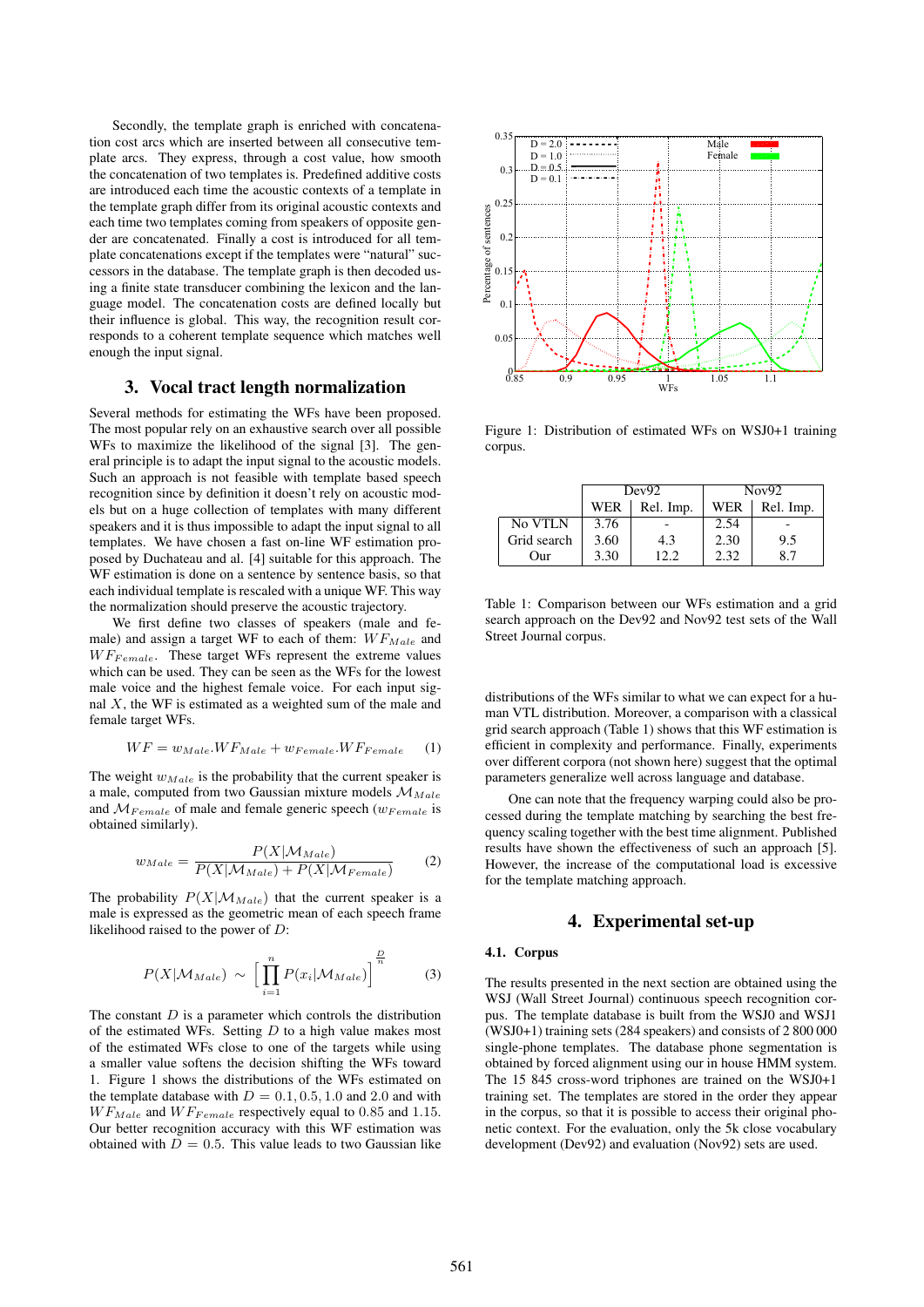Secondly, the template graph is enriched with concatenation cost arcs which are inserted between all consecutive template arcs. They express, through a cost value, how smooth the concatenation of two templates is. Predefined additive costs are introduced each time the acoustic contexts of a template in the template graph differ from its original acoustic contexts and each time two templates coming from speakers of opposite gender are concatenated. Finally a cost is introduced for all template concatenations except if the templates were "natural" successors in the database. The template graph is then decoded using a finite state transducer combining the lexicon and the language model. The concatenation costs are defined locally but their influence is global. This way, the recognition result corresponds to a coherent template sequence which matches well enough the input signal.

## 3. Vocal tract length normalization

Several methods for estimating the WFs have been proposed. The most popular rely on an exhaustive search over all possible WFs to maximize the likelihood of the signal [3]. The general principle is to adapt the input signal to the acoustic models. Such an approach is not feasible with template based speech recognition since by definition it doesn't rely on acoustic models but on a huge collection of templates with many different speakers and it is thus impossible to adapt the input signal to all templates. We have chosen a fast on-line WF estimation proposed by Duchateau and al. [4] suitable for this approach. The WF estimation is done on a sentence by sentence basis, so that each individual template is rescaled with a unique WF. This way the normalization should preserve the acoustic trajectory.

We first define two classes of speakers (male and female) and assign a target WF to each of them: $WF_{Male}$ and $WF_{Female}$. These target WFs represent the extreme values which can be used. They can be seen as the WFs for the lowest male voice and the highest female voice. For each input signal $X$, the WF is estimated as a weighted sum of the male and female target WFs.

$$WF = w_{Male}.WF_{Male} + w_{Female}.WF_{Female} \qquad (1)$$

The weight $w_{Male}$ is the probability that the current speaker is a male, computed from two Gaussian mixture models $\mathcal{M}_{Male}$ and $\mathcal{M}_{Female}$ of male and female generic speech ($w_{Female}$ is obtained similarly).

$$w_{Male} = \frac{P(X|\mathcal{M}_{Male})}{P(X|\mathcal{M}_{Male}) + P(X|\mathcal{M}_{Female})} \qquad (2)$$

The probability $P(X|\mathcal{M}_{Male})$ that the current speaker is a male is expressed as the geometric mean of each speech frame likelihood raised to the power of $D$:

$$P(X|\mathcal{M}_{Male}) \sim \left[\prod_{i=1}^{n} P(x_i|\mathcal{M}_{Male})\right]^{\frac{D}{n}} \qquad (3)$$

The constant $D$ is a parameter which controls the distribution of the estimated WFs. Setting $D$ to a high value makes most of the estimated WFs close to one of the targets while using a smaller value softens the decision shifting the WFs toward 1. Figure 1 shows the distributions of the WFs estimated on the template database with $D = 0.1, 0.5, 1.0$ and $2.0$ and with $WF_{Male}$ and $WF_{Female}$ respectively equal to 0.85 and 1.15. Our better recognition accuracy with this WF estimation was obtained with $D = 0.5$. This value leads to two Gaussian like distributions of the WFs similar to what we can expect for a human VTL distribution. Moreover, a comparison with a classical grid search approach (Table 1) shows that this WF estimation is efficient in complexity and performance. Finally, experiments over different corpora (not shown here) suggest that the optimal parameters generalize well across language and database.

One can note that the frequency warping could also be processed during the template matching by searching the best frequency scaling together with the best time alignment. Published results have shown the effectiveness of such an approach [5]. However, the increase of the computational load is excessive for the template matching approach.

D = 2.0
D = 1.0
D = 0.5
D = 0.1
Male
Female
Percentage of sentences
WFs

Figure 1: Distribution of estimated WFs on WSJ0+1 training corpus.

| | Dev92 | | Nov92 | |
|---|---|---|---|---|
| | WER | Rel. Imp. | WER | Rel. Imp. |
| No VTLN | 3.76 | - | 2.54 | - |
| Grid search | 3.60 | 4.3 | 2.30 | 9.5 |
| Our | 3.30 | 12.2 | 2.32 | 8.7 |

Table 1: Comparison between our WFs estimation and a grid search approach on the Dev92 and Nov92 test sets of the Wall Street Journal corpus.

## 4. Experimental set-up

### 4.1. Corpus

The results presented in the next section are obtained using the WSJ (Wall Street Journal) continuous speech recognition corpus. The template database is built from the WSJ0 and WSJ1 (WSJ0+1) training sets (284 speakers) and consists of 2 800 000 single-phone templates. The database phone segmentation is obtained by forced alignment using our in house HMM system. The 15 845 cross-word triphones are trained on the WSJ0+1 training set. The templates are stored in the order they appear in the corpus, so that it is possible to access their original phonetic context. For the evaluation, only the 5k close vocabulary development (Dev92) and evaluation (Nov92) sets are used.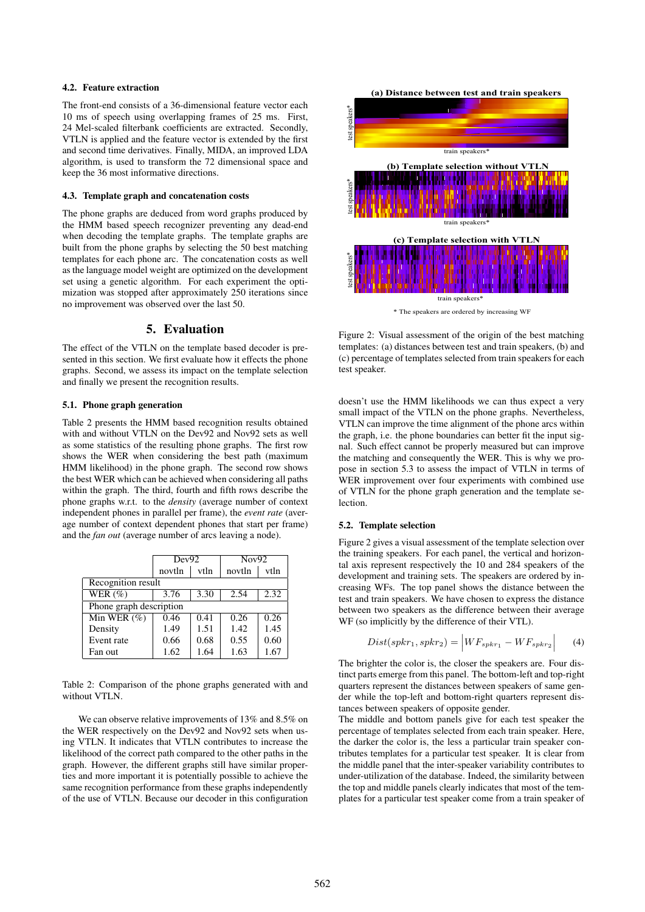### 4.2. Feature extraction

The front-end consists of a 36-dimensional feature vector each 10 ms of speech using overlapping frames of 25 ms. First, 24 Mel-scaled filterbank coefficients are extracted. Secondly, VTLN is applied and the feature vector is extended by the first and second time derivatives. Finally, MIDA, an improved LDA algorithm, is used to transform the 72 dimensional space and keep the 36 most informative directions.

### 4.3. Template graph and concatenation costs

The phone graphs are deduced from word graphs produced by the HMM based speech recognizer preventing any dead-end when decoding the template graphs. The template graphs are built from the phone graphs by selecting the 50 best matching templates for each phone arc. The concatenation costs as well as the language model weight are optimized on the development set using a genetic algorithm. For each experiment the optimization was stopped after approximately 250 iterations since no improvement was observed over the last 50.

## 5. Evaluation

The effect of the VTLN on the template based decoder is presented in this section. We first evaluate how it effects the phone graphs. Second, we assess its impact on the template selection and finally we present the recognition results.

### 5.1. Phone graph generation

Table 2 presents the HMM based recognition results obtained with and without VTLN on the Dev92 and Nov92 sets as well as some statistics of the resulting phone graphs. The first row shows the WER when considering the best path (maximum HMM likelihood) in the phone graph. The second row shows the best WER which can be achieved when considering all paths within the graph. The third, fourth and fifth rows describe the phone graphs w.r.t. to the *density* (average number of context independent phones in parallel per frame), the *event rate* (average number of context dependent phones that start per frame) and the *fan out* (average number of arcs leaving a node).

| | Dev92 | | Nov92 | |
|---|---|---|---|---|
| | novtln | vtln | novtln | vtln |
| Recognition result | | | | |
| WER (%) | 3.76 | 3.30 | 2.54 | 2.32 |
| Phone graph description | | | | |
| Min WER (%) | 0.46 | 0.41 | 0.26 | 0.26 |
| Density | 1.49 | 1.51 | 1.42 | 1.45 |
| Event rate | 0.66 | 0.68 | 0.55 | 0.60 |
| Fan out | 1.62 | 1.64 | 1.63 | 1.67 |

Table 2: Comparison of the phone graphs generated with and without VTLN.

We can observe relative improvements of 13% and 8.5% on the WER respectively on the Dev92 and Nov92 sets when using VTLN. It indicates that VTLN contributes to increase the likelihood of the correct path compared to the other paths in the graph. However, the different graphs still have similar properties and more important it is potentially possible to achieve the same recognition performance from these graphs independently of the use of VTLN. Because our decoder in this configuration doesn't use the HMM likelihoods we can thus expect a very small impact of the VTLN on the phone graphs. Nevertheless, VTLN can improve the time alignment of the phone arcs within the graph, i.e. the phone boundaries can better fit the input signal. Such effect cannot be properly measured but can improve the matching and consequently the WER. This is why we propose in section 5.3 to assess the impact of VTLN in terms of WER improvement over four experiments with combined use of VTLN for the phone graph generation and the template selection.

(a) Distance between test and train speakers

(b) Template selection without VTLN

(c) Template selection with VTLN

\* The speakers are ordered by increasing WF

Figure 2: Visual assessment of the origin of the best matching templates: (a) distances between test and train speakers, (b) and (c) percentage of templates selected from train speakers for each test speaker.

### 5.2. Template selection

Figure 2 gives a visual assessment of the template selection over the training speakers. For each panel, the vertical and horizontal axis represent respectively the 10 and 284 speakers of the development and training sets. The speakers are ordered by increasing WFs. The top panel shows the distance between the test and train speakers. We have chosen to express the distance between two speakers as the difference between their average WF (so implicitly by the difference of their VTL).

$$Dist(spkr_1, spkr_2) = \left| WF_{spkr_1} - WF_{spkr_2} \right| \quad (4)$$

The brighter the color is, the closer the speakers are. Four distinct parts emerge from this panel. The bottom-left and top-right quarters represent the distances between speakers of same gender while the top-left and bottom-right quarters represent distances between speakers of opposite gender.
The middle and bottom panels give for each test speaker the percentage of templates selected from each train speaker. Here, the darker the color is, the less a particular train speaker contributes templates for a particular test speaker. It is clear from the middle panel that the inter-speaker variability contributes to under-utilization of the database. Indeed, the similarity between the top and middle panels clearly indicates that most of the templates for a particular test speaker come from a train speaker of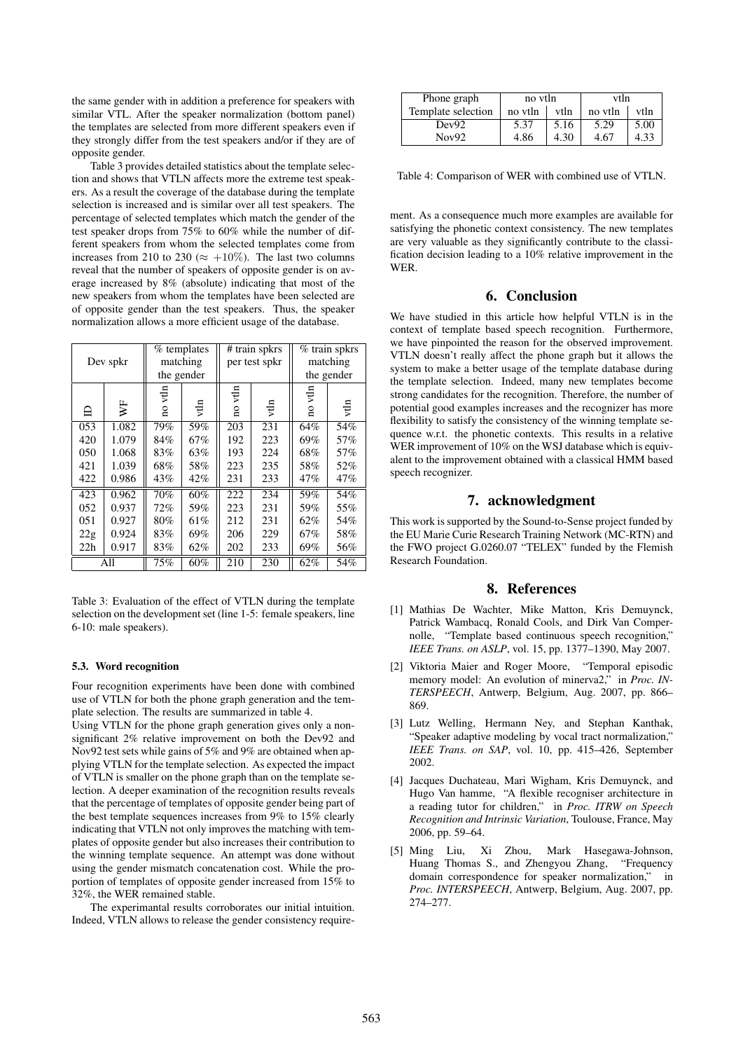the same gender with in addition a preference for speakers with similar VTL. After the speaker normalization (bottom panel) the templates are selected from more different speakers even if they strongly differ from the test speakers and/or if they are of opposite gender.

Table 3 provides detailed statistics about the template selection and shows that VTLN affects more the extreme test speakers. As a result the coverage of the database during the template selection is increased and is similar over all test speakers. The percentage of selected templates which match the gender of the test speaker drops from 75% to 60% while the number of different speakers from whom the selected templates come from increases from 210 to 230 ($\approx +10\%$). The last two columns reveal that the number of speakers of opposite gender is on average increased by 8% (absolute) indicating that most of the new speakers from whom the templates have been selected are of opposite gender than the test speakers. Thus, the speaker normalization allows a more efficient usage of the database.

| Dev spkr | | % templates matching the gender | | # train spkrs per test spkr | | % train spkrs matching the gender | |
|---|---|---|---|---|---|---|---|
| ID | WF | no vtln | vtln | no vtln | vtln | no vtln | vtln |
| 053 | 1.082 | 79% | 59% | 203 | 231 | 64% | 54% |
| 420 | 1.079 | 84% | 67% | 192 | 223 | 69% | 57% |
| 050 | 1.068 | 83% | 63% | 193 | 224 | 68% | 57% |
| 421 | 1.039 | 68% | 58% | 223 | 235 | 58% | 52% |
| 422 | 0.986 | 43% | 42% | 231 | 233 | 47% | 47% |
| 423 | 0.962 | 70% | 60% | 222 | 234 | 59% | 54% |
| 052 | 0.937 | 72% | 59% | 223 | 231 | 59% | 55% |
| 051 | 0.927 | 80% | 61% | 212 | 231 | 62% | 54% |
| 22g | 0.924 | 83% | 69% | 206 | 229 | 67% | 58% |
| 22h | 0.917 | 83% | 62% | 202 | 233 | 69% | 56% |
| All | | 75% | 60% | 210 | 230 | 62% | 54% |

Table 3: Evaluation of the effect of VTLN during the template selection on the development set (line 1-5: female speakers, line 6-10: male speakers).

### 5.3. Word recognition

Four recognition experiments have been done with combined use of VTLN for both the phone graph generation and the template selection. The results are summarized in table 4.

Using VTLN for the phone graph generation gives only a non-significant 2% relative improvement on both the Dev92 and Nov92 test sets while gains of 5% and 9% are obtained when applying VTLN for the template selection. As expected the impact of VTLN is smaller on the phone graph than on the template selection. A deeper examination of the recognition results reveals that the percentage of templates of opposite gender being part of the best template sequences increases from 9% to 15% clearly indicating that VTLN not only improves the matching with templates of opposite gender but also increases their contribution to the winning template sequence. An attempt was done without using the gender mismatch concatenation cost. While the proportion of templates of opposite gender increased from 15% to 32%, the WER remained stable.

The experimantal results corroborates our initial intuition. Indeed, VTLN allows to release the gender consistency requirement. As a consequence much more examples are available for satisfying the phonetic context consistency. The new templates are very valuable as they significantly contribute to the classification decision leading to a 10% relative improvement in the WER.

| Phone graph | no vtln | | vtln | |
|---|---|---|---|---|
| Template selection | no vtln | vtln | no vtln | vtln |
| Dev92 | 5.37 | 5.16 | 5.29 | 5.00 |
| Nov92 | 4.86 | 4.30 | 4.67 | 4.33 |

Table 4: Comparison of WER with combined use of VTLN.

## 6. Conclusion

We have studied in this article how helpful VTLN is in the context of template based speech recognition. Furthermore, we have pinpointed the reason for the observed improvement. VTLN doesn't really affect the phone graph but it allows the system to make a better usage of the template database during the template selection. Indeed, many new templates become strong candidates for the recognition. Therefore, the number of potential good examples increases and the recognizer has more flexibility to satisfy the consistency of the winning template sequence w.r.t. the phonetic contexts. This results in a relative WER improvement of 10% on the WSJ database which is equivalent to the improvement obtained with a classical HMM based speech recognizer.

## 7. acknowledgment

This work is supported by the Sound-to-Sense project funded by the EU Marie Curie Research Training Network (MC-RTN) and the FWO project G.0260.07 "TELEX" funded by the Flemish Research Foundation.

## 8. References

[1] Mathias De Wachter, Mike Matton, Kris Demuynck, Patrick Wambacq, Ronald Cools, and Dirk Van Compernolle, "Template based continuous speech recognition," *IEEE Trans. on ASLP*, vol. 15, pp. 1377–1390, May 2007.

[2] Viktoria Maier and Roger Moore, "Temporal episodic memory model: An evolution of minerva2," in *Proc. INTERSPEECH*, Antwerp, Belgium, Aug. 2007, pp. 866–869.

[3] Lutz Welling, Hermann Ney, and Stephan Kanthak, "Speaker adaptive modeling by vocal tract normalization," *IEEE Trans. on SAP*, vol. 10, pp. 415–426, September 2002.

[4] Jacques Duchateau, Mari Wigham, Kris Demuynck, and Hugo Van hamme, "A flexible recogniser architecture in a reading tutor for children," in *Proc. ITRW on Speech Recognition and Intrinsic Variation*, Toulouse, France, May 2006, pp. 59–64.

[5] Ming Liu, Xi Zhou, Mark Hasegawa-Johnson, Huang Thomas S., and Zhengyou Zhang, "Frequency domain correspondence for speaker normalization," in *Proc. INTERSPEECH*, Antwerp, Belgium, Aug. 2007, pp. 274–277.